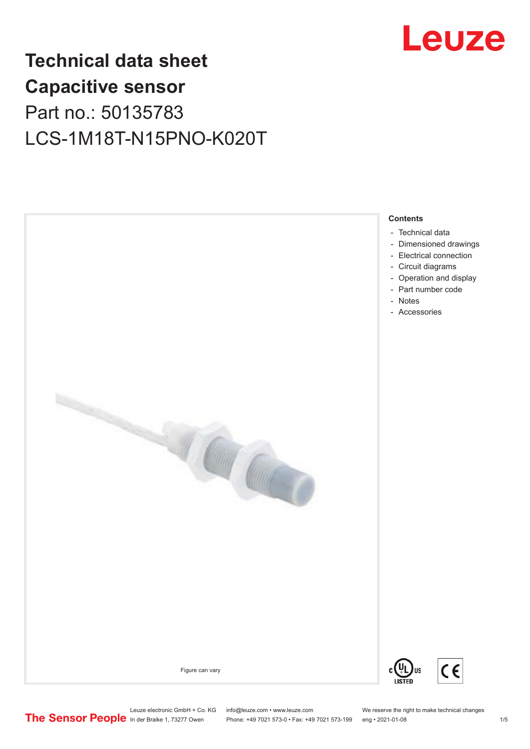# Technical data sheet
# Capacitive sensor

Part no.: 50135783

LCS-1M18T-N15PNO-K020T

Figure can vary

**Contents**

- Technical data
- Dimensioned drawings
- Electrical connection
- Circuit diagrams
- Operation and display
- Part number code
- Notes
- Accessories

Leuze electronic GmbH + Co. KG
In der Braike 1, 73277 Owen

info@leuze.com • www.leuze.com
Phone: +49 7021 573-0 • Fax: +49 7021 573-199

We reserve the right to make technical changes
eng • 2021-01-08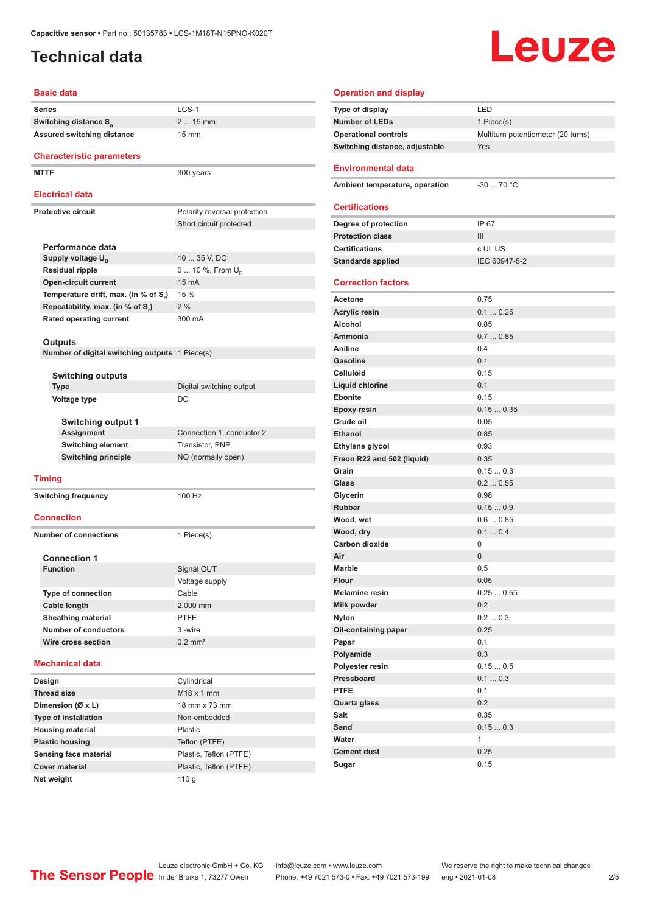Capacitive sensor • Part no.: 50135783 • LCS-1M18T-N15PNO-K020T

# Technical data

## Basic data

| | |
|---|---|
| Series | LCS-1 |
| Switching distance $S_n$ | 2 ... 15 mm |
| Assured switching distance | 15 mm |

## Characteristic parameters

| | |
|---|---|
| MTTF | 300 years |

## Electrical data

| | |
|---|---|
| Protective circuit | Polarity reversal protection |
| | Short circuit protected |

### Performance data

| | |
|---|---|
| Supply voltage $U_B$ | 10 ... 35 V, DC |
| Residual ripple | 0 ... 10 %, From $U_B$ |
| Open-circuit current | 15 mA |
| Temperature drift, max. (in % of $S_r$) | 15 % |
| Repeatability, max. (in % of $S_r$) | 2 % |
| Rated operating current | 300 mA |

### Outputs

| | |
|---|---|
| Number of digital switching outputs | 1 Piece(s) |

#### Switching outputs

| | |
|---|---|
| Type | Digital switching output |
| Voltage type | DC |

##### Switching output 1

| | |
|---|---|
| Assignment | Connection 1, conductor 2 |
| Switching element | Transistor, PNP |
| Switching principle | NO (normally open) |

## Timing

| | |
|---|---|
| Switching frequency | 100 Hz |

## Connection

| | |
|---|---|
| Number of connections | 1 Piece(s) |

### Connection 1

| | |
|---|---|
| Function | Signal OUT |
| | Voltage supply |
| Type of connection | Cable |
| Cable length | 2,000 mm |
| Sheathing material | PTFE |
| Number of conductors | 3 -wire |
| Wire cross section | 0.2 mm² |

## Mechanical data

| | |
|---|---|
| Design | Cylindrical |
| Thread size | M18 x 1 mm |
| Dimension (Ø x L) | 18 mm x 73 mm |
| Type of installation | Non-embedded |
| Housing material | Plastic |
| Plastic housing | Teflon (PTFE) |
| Sensing face material | Plastic, Teflon (PTFE) |
| Cover material | Plastic, Teflon (PTFE) |
| Net weight | 110 g |

## Operation and display

| | |
|---|---|
| Type of display | LED |
| Number of LEDs | 1 Piece(s) |
| Operational controls | Multiturn potentiometer (20 turns) |
| Switching distance, adjustable | Yes |

## Environmental data

| | |
|---|---|
| Ambient temperature, operation | -30 ... 70 °C |

## Certifications

| | |
|---|---|
| Degree of protection | IP 67 |
| Protection class | III |
| Certifications | c UL US |
| Standards applied | IEC 60947-5-2 |

## Correction factors

| | |
|---|---|
| Acetone | 0.75 |
| Acrylic resin | 0.1 ... 0.25 |
| Alcohol | 0.85 |
| Ammonia | 0.7 ... 0.85 |
| Aniline | 0.4 |
| Gasoline | 0.1 |
| Celluloid | 0.15 |
| Liquid chlorine | 0.1 |
| Ebonite | 0.15 |
| Epoxy resin | 0.15 ... 0.35 |
| Crude oil | 0.05 |
| Ethanol | 0.85 |
| Ethylene glycol | 0.93 |
| Freon R22 and 502 (liquid) | 0.35 |
| Grain | 0.15 ... 0.3 |
| Glass | 0.2 ... 0.55 |
| Glycerin | 0.98 |
| Rubber | 0.15 ... 0.9 |
| Wood, wet | 0.6 ... 0.85 |
| Wood, dry | 0.1 ... 0.4 |
| Carbon dioxide | 0 |
| Air | 0 |
| Marble | 0.5 |
| Flour | 0.05 |
| Melamine resin | 0.25 ... 0.55 |
| Milk powder | 0.2 |
| Nylon | 0.2 ... 0.3 |
| Oil-containing paper | 0.25 |
| Paper | 0.1 |
| Polyamide | 0.3 |
| Polyester resin | 0.15 ... 0.5 |
| Pressboard | 0.1 ... 0.3 |
| PTFE | 0.1 |
| Quartz glass | 0.2 |
| Salt | 0.35 |
| Sand | 0.15 ... 0.3 |
| Water | 1 |
| Cement dust | 0.25 |
| Sugar | 0.15 |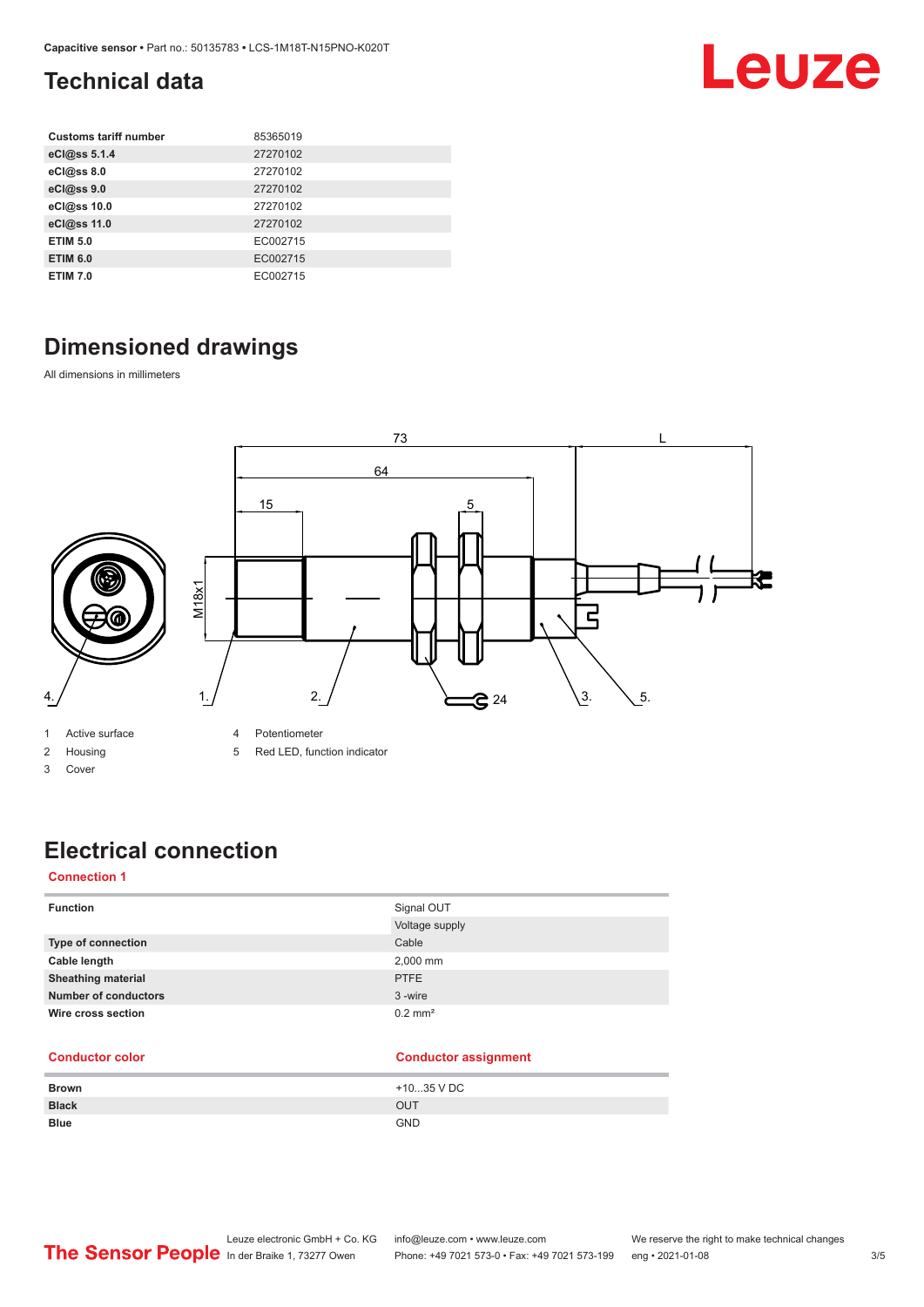## Technical data

| | |
|---|---|
| **Customs tariff number** | 85365019 |
| **eCl@ss 5.1.4** | 27270102 |
| **eCl@ss 8.0** | 27270102 |
| **eCl@ss 9.0** | 27270102 |
| **eCl@ss 10.0** | 27270102 |
| **eCl@ss 11.0** | 27270102 |
| **ETIM 5.0** | EC002715 |
| **ETIM 6.0** | EC002715 |
| **ETIM 7.0** | EC002715 |

## Dimensioned drawings

All dimensions in millimeters

1 Active surface
2 Housing
3 Cover
4 Potentiometer
5 Red LED, function indicator

## Electrical connection

**Connection 1**

| | |
|---|---|
| **Function** | Signal OUT |
| | Voltage supply |
| **Type of connection** | Cable |
| **Cable length** | 2,000 mm |
| **Sheathing material** | PTFE |
| **Number of conductors** | 3 -wire |
| **Wire cross section** | 0.2 mm² |

| Conductor color | Conductor assignment |
|---|---|
| **Brown** | +10...35 V DC |
| **Black** | OUT |
| **Blue** | GND |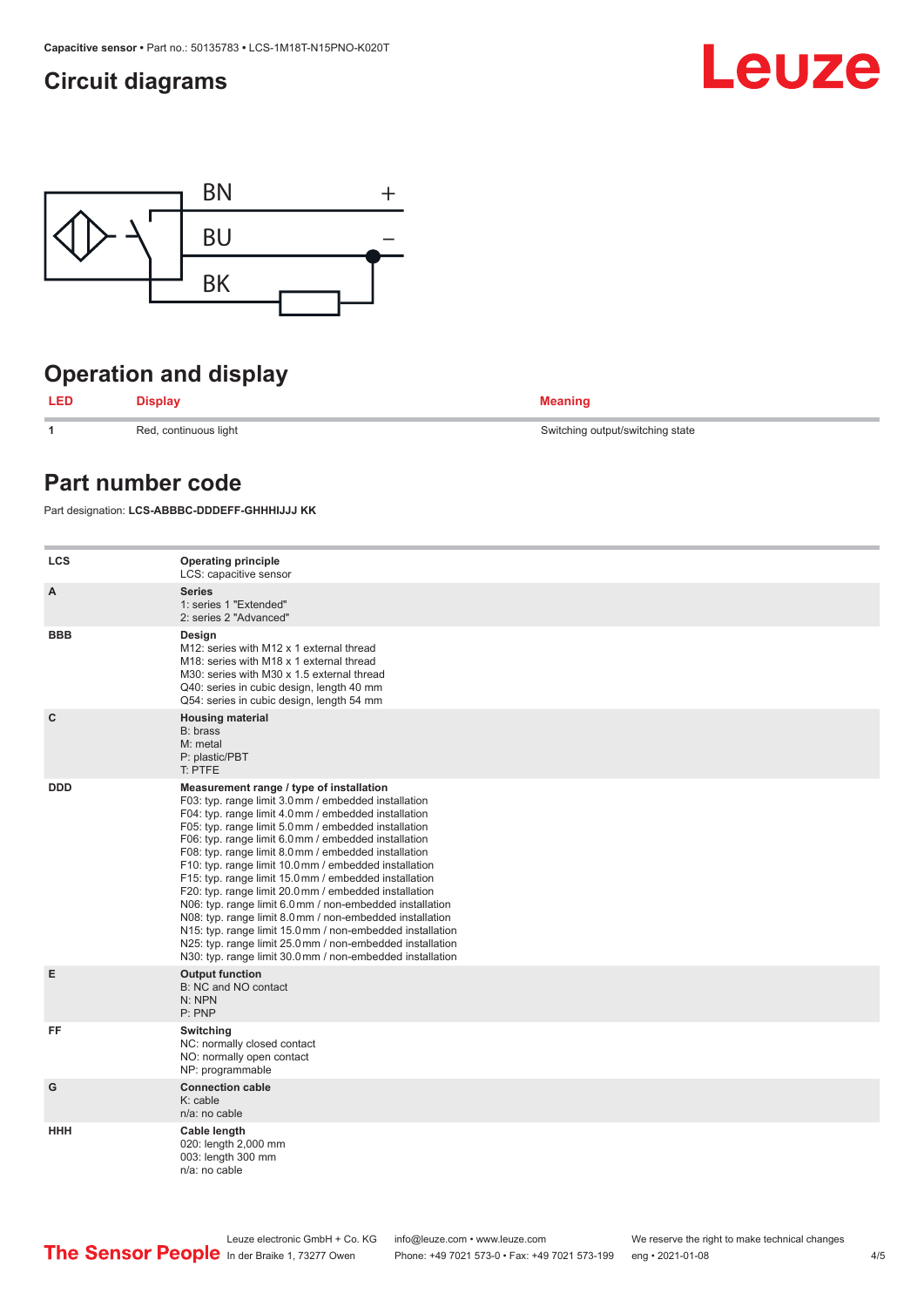## Circuit diagrams

BN +

BU −

BK

## Operation and display

| LED | Display | Meaning |
|---|---|---|
| 1 | Red, continuous light | Switching output/switching state |

## Part number code

Part designation: **LCS-ABBBC-DDDEFF-GHHHIJJJ KK**

| | |
|---|---|
| **LCS** | **Operating principle**<br>LCS: capacitive sensor |
| **A** | **Series**<br>1: series 1 "Extended"<br>2: series 2 "Advanced" |
| **BBB** | **Design**<br>M12: series with M12 x 1 external thread<br>M18: series with M18 x 1 external thread<br>M30: series with M30 x 1.5 external thread<br>Q40: series in cubic design, length 40 mm<br>Q54: series in cubic design, length 54 mm |
| **C** | **Housing material**<br>B: brass<br>M: metal<br>P: plastic/PBT<br>T: PTFE |
| **DDD** | **Measurement range / type of installation**<br>F03: typ. range limit 3.0 mm / embedded installation<br>F04: typ. range limit 4.0 mm / embedded installation<br>F05: typ. range limit 5.0 mm / embedded installation<br>F06: typ. range limit 6.0 mm / embedded installation<br>F08: typ. range limit 8.0 mm / embedded installation<br>F10: typ. range limit 10.0 mm / embedded installation<br>F15: typ. range limit 15.0 mm / embedded installation<br>F20: typ. range limit 20.0 mm / embedded installation<br>N06: typ. range limit 6.0 mm / non-embedded installation<br>N08: typ. range limit 8.0 mm / non-embedded installation<br>N15: typ. range limit 15.0 mm / non-embedded installation<br>N25: typ. range limit 25.0 mm / non-embedded installation<br>N30: typ. range limit 30.0 mm / non-embedded installation |
| **E** | **Output function**<br>B: NC and NO contact<br>N: NPN<br>P: PNP |
| **FF** | **Switching**<br>NC: normally closed contact<br>NO: normally open contact<br>NP: programmable |
| **G** | **Connection cable**<br>K: cable<br>n/a: no cable |
| **HHH** | **Cable length**<br>020: length 2,000 mm<br>003: length 300 mm<br>n/a: no cable |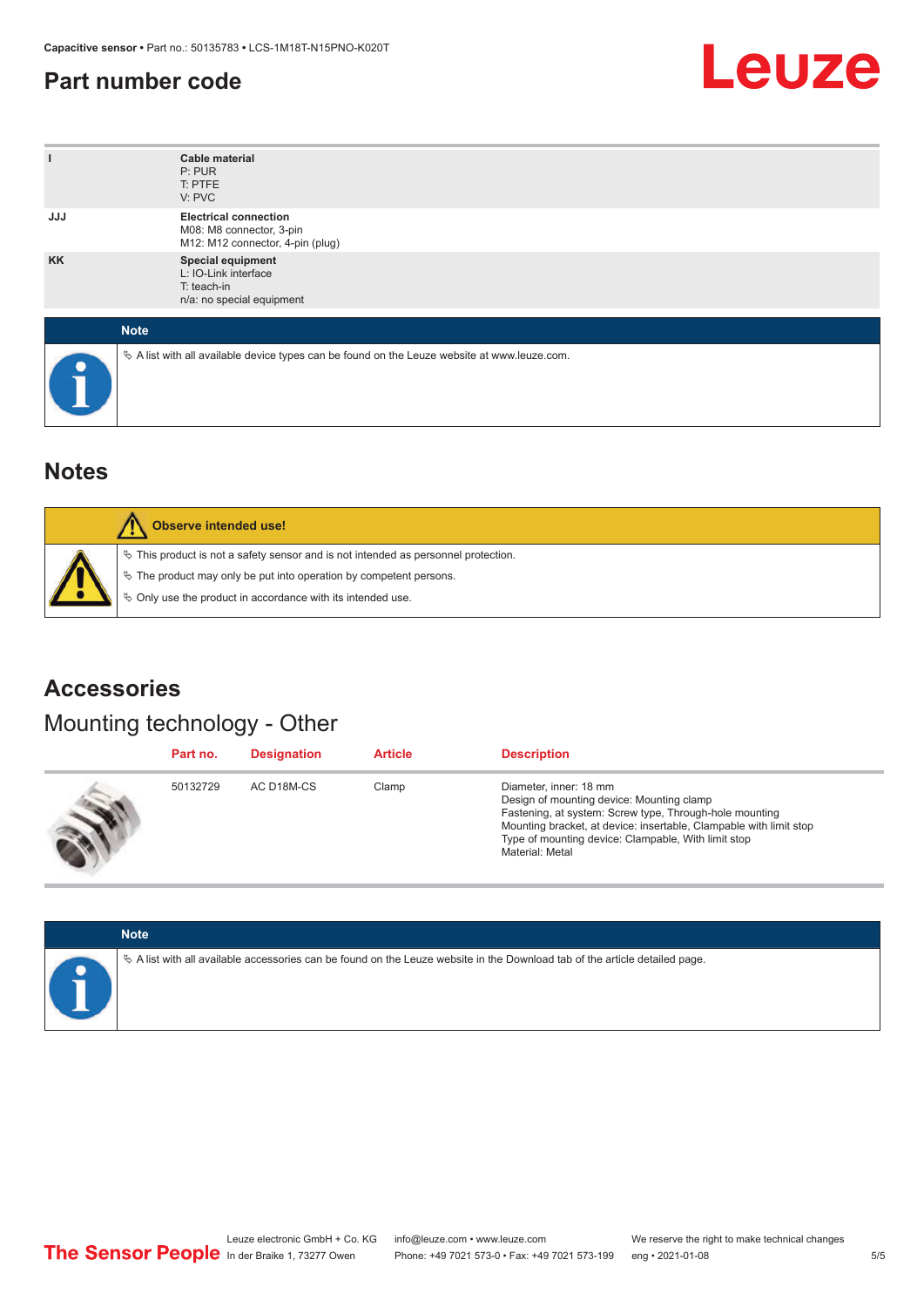## Part number code

| | |
|---|---|
| I | **Cable material**<br>P: PUR<br>T: PTFE<br>V: PVC |
| JJJ | **Electrical connection**<br>M08: M8 connector, 3-pin<br>M12: M12 connector, 4-pin (plug) |
| KK | **Special equipment**<br>L: IO-Link interface<br>T: teach-in<br>n/a: no special equipment |

**Note**

↳ A list with all available device types can be found on the Leuze website at www.leuze.com.

## Notes

**Observe intended use!**

↳ This product is not a safety sensor and is not intended as personnel protection.

↳ The product may only be put into operation by competent persons.

↳ Only use the product in accordance with its intended use.

## Accessories

### Mounting technology - Other

| Part no. | Designation | Article | Description |
|---|---|---|---|
| 50132729 | AC D18M-CS | Clamp | Diameter, inner: 18 mm<br>Design of mounting device: Mounting clamp<br>Fastening, at system: Screw type, Through-hole mounting<br>Mounting bracket, at device: insertable, Clampable with limit stop<br>Type of mounting device: Clampable, With limit stop<br>Material: Metal |

**Note**

↳ A list with all available accessories can be found on the Leuze website in the Download tab of the article detailed page.